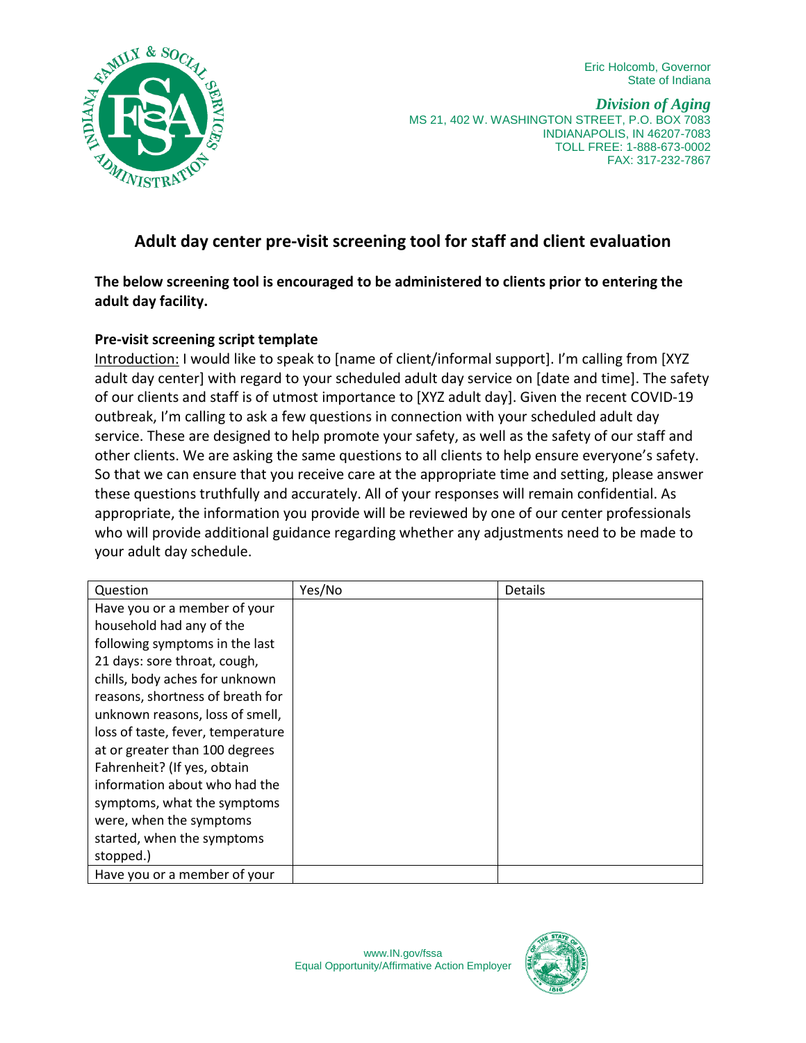Eric Holcomb, Governor
State of Indiana

*Division of Aging*
MS 21, 402 W. WASHINGTON STREET, P.O. BOX 7083
INDIANAPOLIS, IN 46207-7083
TOLL FREE: 1-888-673-0002
FAX: 317-232-7867

# Adult day center pre-visit screening tool for staff and client evaluation

**The below screening tool is encouraged to be administered to clients prior to entering the adult day facility.**

**Pre-visit screening script template**

Introduction: I would like to speak to [name of client/informal support]. I'm calling from [XYZ adult day center] with regard to your scheduled adult day service on [date and time]. The safety of our clients and staff is of utmost importance to [XYZ adult day]. Given the recent COVID-19 outbreak, I'm calling to ask a few questions in connection with your scheduled adult day service. These are designed to help promote your safety, as well as the safety of our staff and other clients. We are asking the same questions to all clients to help ensure everyone's safety. So that we can ensure that you receive care at the appropriate time and setting, please answer these questions truthfully and accurately. All of your responses will remain confidential. As appropriate, the information you provide will be reviewed by one of our center professionals who will provide additional guidance regarding whether any adjustments need to be made to your adult day schedule.

| Question | Yes/No | Details |
| --- | --- | --- |
| Have you or a member of your household had any of the following symptoms in the last 21 days: sore throat, cough, chills, body aches for unknown reasons, shortness of breath for unknown reasons, loss of smell, loss of taste, fever, temperature at or greater than 100 degrees Fahrenheit? (If yes, obtain information about who had the symptoms, what the symptoms were, when the symptoms started, when the symptoms stopped.) | | |
| Have you or a member of your | | |

www.IN.gov/fssa
Equal Opportunity/Affirmative Action Employer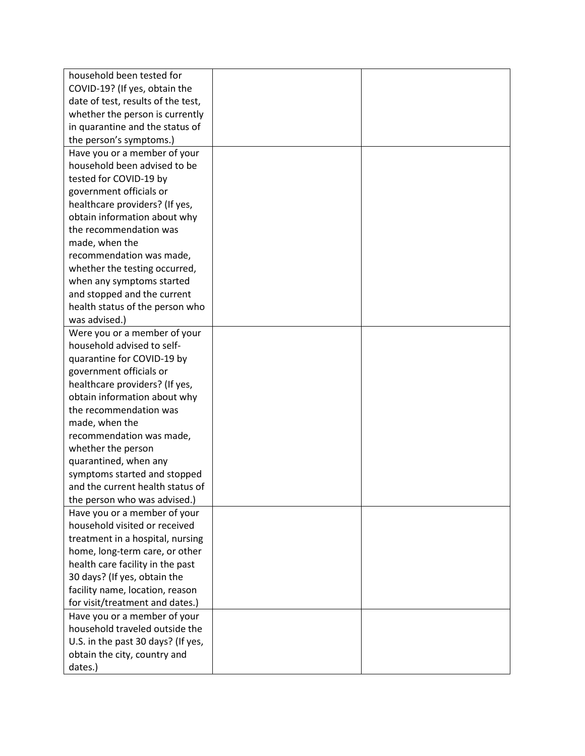| household been tested for COVID-19? (If yes, obtain the date of test, results of the test, whether the person is currently in quarantine and the status of the person's symptoms.) | | |
|---|---|---|
| Have you or a member of your household been advised to be tested for COVID-19 by government officials or healthcare providers? (If yes, obtain information about why the recommendation was made, when the recommendation was made, whether the testing occurred, when any symptoms started and stopped and the current health status of the person who was advised.) | | |
| Were you or a member of your household advised to self-quarantine for COVID-19 by government officials or healthcare providers? (If yes, obtain information about why the recommendation was made, when the recommendation was made, whether the person quarantined, when any symptoms started and stopped and the current health status of the person who was advised.) | | |
| Have you or a member of your household visited or received treatment in a hospital, nursing home, long-term care, or other health care facility in the past 30 days? (If yes, obtain the facility name, location, reason for visit/treatment and dates.) | | |
| Have you or a member of your household traveled outside the U.S. in the past 30 days? (If yes, obtain the city, country and dates.) | | |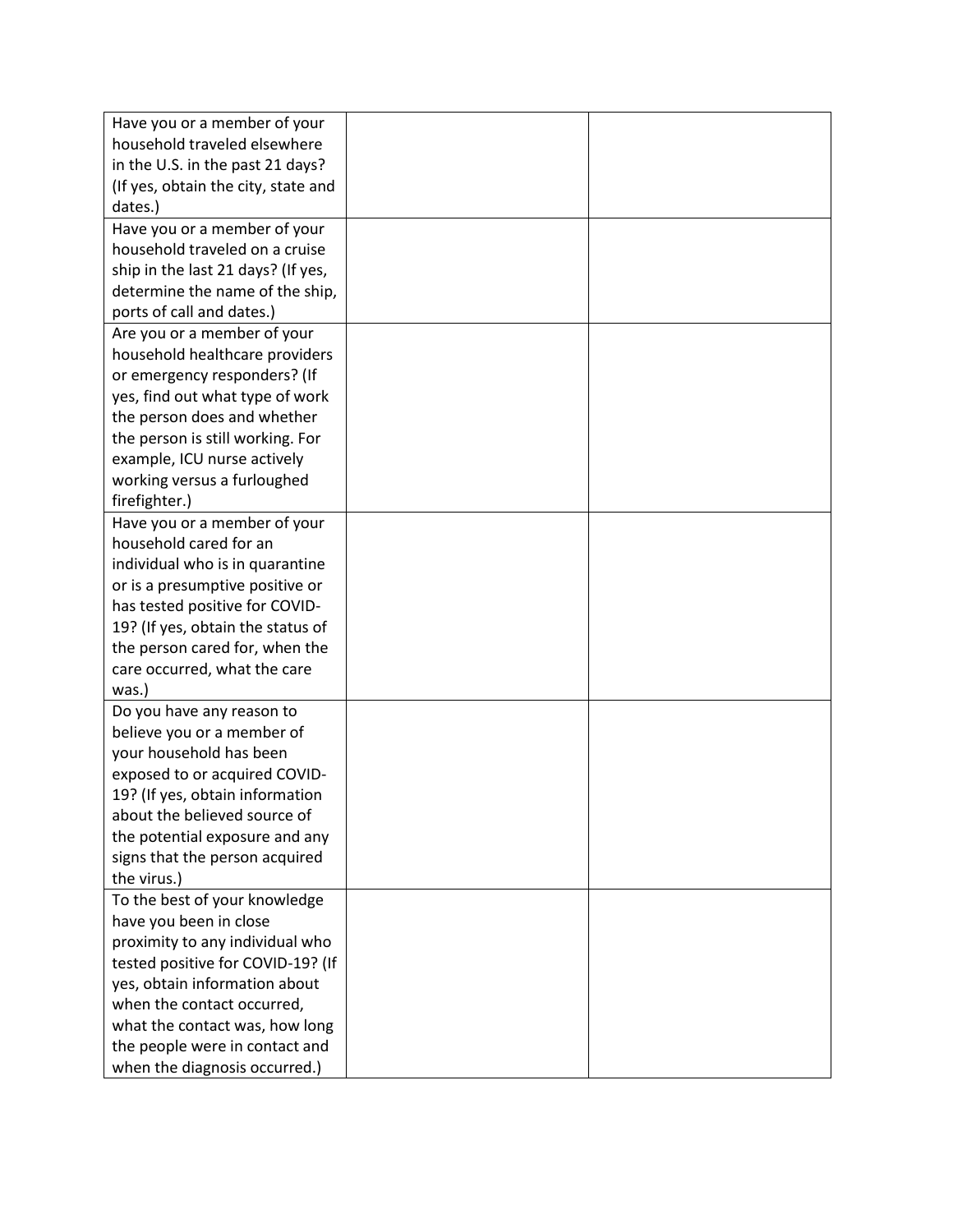| | | |
|---|---|---|
| Have you or a member of your household traveled elsewhere in the U.S. in the past 21 days? (If yes, obtain the city, state and dates.) | | |
| Have you or a member of your household traveled on a cruise ship in the last 21 days? (If yes, determine the name of the ship, ports of call and dates.) | | |
| Are you or a member of your household healthcare providers or emergency responders? (If yes, find out what type of work the person does and whether the person is still working. For example, ICU nurse actively working versus a furloughed firefighter.) | | |
| Have you or a member of your household cared for an individual who is in quarantine or is a presumptive positive or has tested positive for COVID-19? (If yes, obtain the status of the person cared for, when the care occurred, what the care was.) | | |
| Do you have any reason to believe you or a member of your household has been exposed to or acquired COVID-19? (If yes, obtain information about the believed source of the potential exposure and any signs that the person acquired the virus.) | | |
| To the best of your knowledge have you been in close proximity to any individual who tested positive for COVID-19? (If yes, obtain information about when the contact occurred, what the contact was, how long the people were in contact and when the diagnosis occurred.) | | |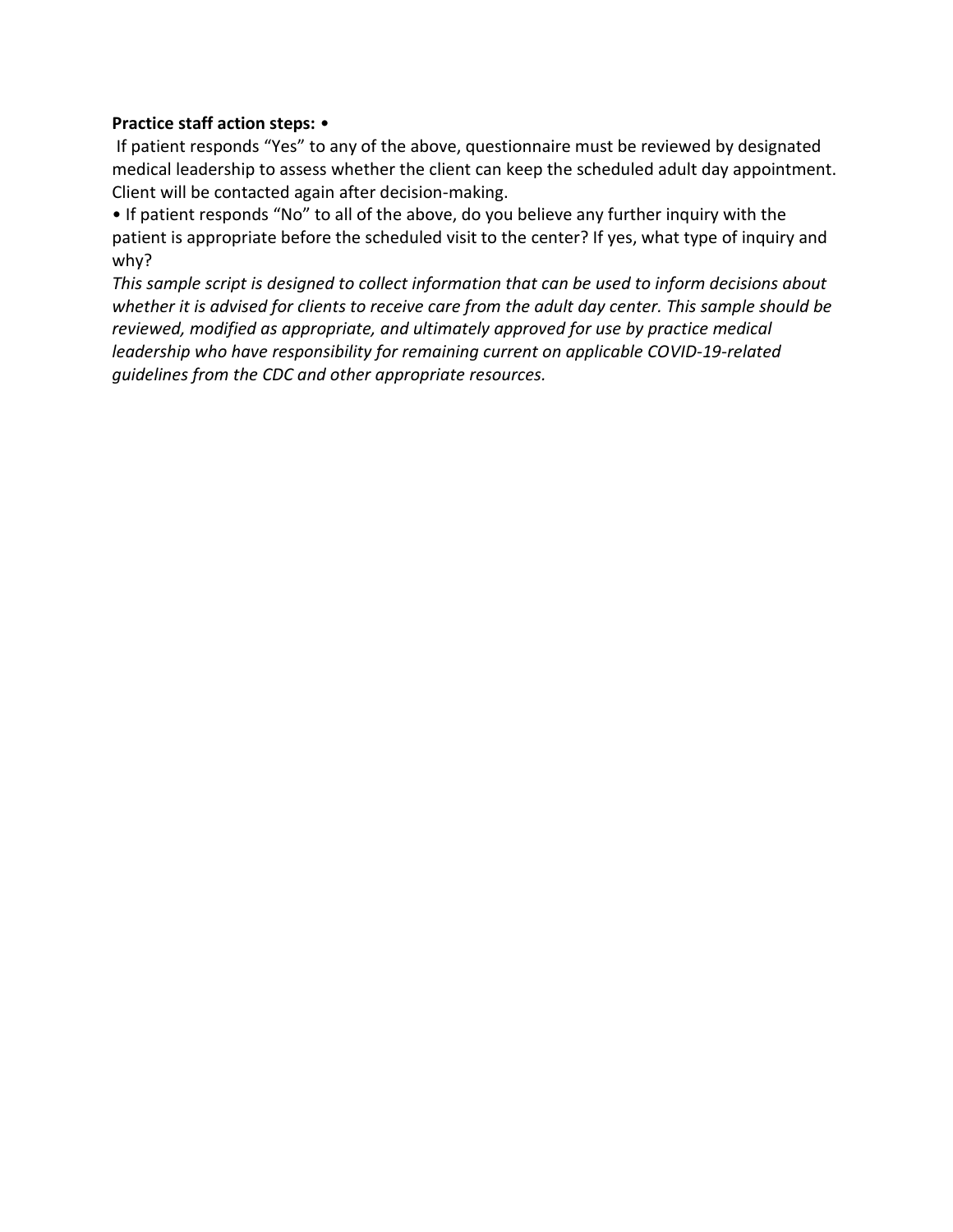**Practice staff action steps:** •

If patient responds "Yes" to any of the above, questionnaire must be reviewed by designated medical leadership to assess whether the client can keep the scheduled adult day appointment. Client will be contacted again after decision-making.

• If patient responds "No" to all of the above, do you believe any further inquiry with the patient is appropriate before the scheduled visit to the center? If yes, what type of inquiry and why?

*This sample script is designed to collect information that can be used to inform decisions about whether it is advised for clients to receive care from the adult day center. This sample should be reviewed, modified as appropriate, and ultimately approved for use by practice medical leadership who have responsibility for remaining current on applicable COVID-19-related guidelines from the CDC and other appropriate resources.*